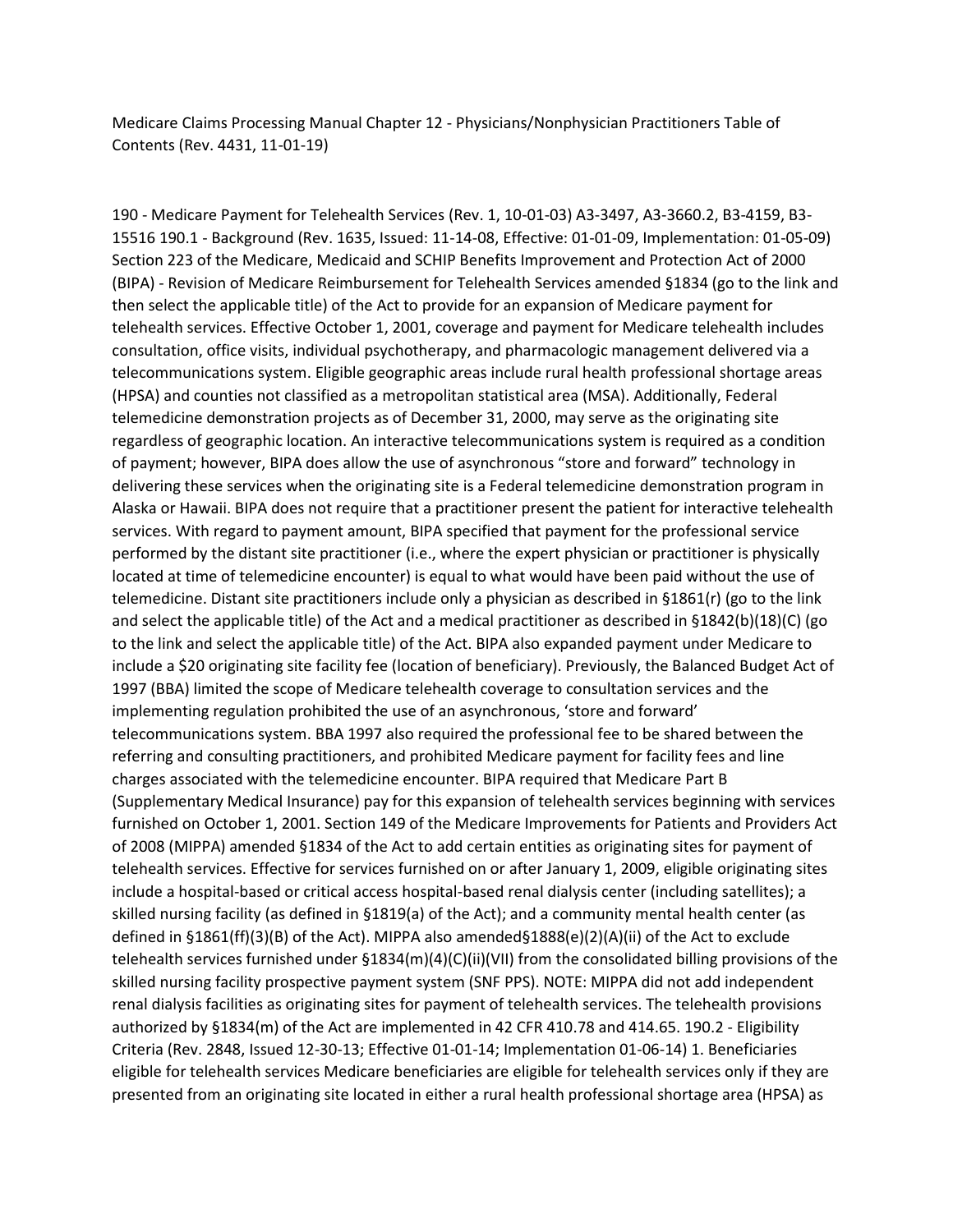Medicare Claims Processing Manual Chapter 12 - Physicians/Nonphysician Practitioners Table of Contents (Rev. 4431, 11-01-19)

190 - Medicare Payment for Telehealth Services (Rev. 1, 10-01-03) A3-3497, A3-3660.2, B3-4159, B3-15516 190.1 - Background (Rev. 1635, Issued: 11-14-08, Effective: 01-01-09, Implementation: 01-05-09) Section 223 of the Medicare, Medicaid and SCHIP Benefits Improvement and Protection Act of 2000 (BIPA) - Revision of Medicare Reimbursement for Telehealth Services amended §1834 (go to the link and then select the applicable title) of the Act to provide for an expansion of Medicare payment for telehealth services. Effective October 1, 2001, coverage and payment for Medicare telehealth includes consultation, office visits, individual psychotherapy, and pharmacologic management delivered via a telecommunications system. Eligible geographic areas include rural health professional shortage areas (HPSA) and counties not classified as a metropolitan statistical area (MSA). Additionally, Federal telemedicine demonstration projects as of December 31, 2000, may serve as the originating site regardless of geographic location. An interactive telecommunications system is required as a condition of payment; however, BIPA does allow the use of asynchronous "store and forward" technology in delivering these services when the originating site is a Federal telemedicine demonstration program in Alaska or Hawaii. BIPA does not require that a practitioner present the patient for interactive telehealth services. With regard to payment amount, BIPA specified that payment for the professional service performed by the distant site practitioner (i.e., where the expert physician or practitioner is physically located at time of telemedicine encounter) is equal to what would have been paid without the use of telemedicine. Distant site practitioners include only a physician as described in §1861(r) (go to the link and select the applicable title) of the Act and a medical practitioner as described in §1842(b)(18)(C) (go to the link and select the applicable title) of the Act. BIPA also expanded payment under Medicare to include a $20 originating site facility fee (location of beneficiary). Previously, the Balanced Budget Act of 1997 (BBA) limited the scope of Medicare telehealth coverage to consultation services and the implementing regulation prohibited the use of an asynchronous, 'store and forward' telecommunications system. BBA 1997 also required the professional fee to be shared between the referring and consulting practitioners, and prohibited Medicare payment for facility fees and line charges associated with the telemedicine encounter. BIPA required that Medicare Part B (Supplementary Medical Insurance) pay for this expansion of telehealth services beginning with services furnished on October 1, 2001. Section 149 of the Medicare Improvements for Patients and Providers Act of 2008 (MIPPA) amended §1834 of the Act to add certain entities as originating sites for payment of telehealth services. Effective for services furnished on or after January 1, 2009, eligible originating sites include a hospital-based or critical access hospital-based renal dialysis center (including satellites); a skilled nursing facility (as defined in §1819(a) of the Act); and a community mental health center (as defined in §1861(ff)(3)(B) of the Act). MIPPA also amended§1888(e)(2)(A)(ii) of the Act to exclude telehealth services furnished under §1834(m)(4)(C)(ii)(VII) from the consolidated billing provisions of the skilled nursing facility prospective payment system (SNF PPS). NOTE: MIPPA did not add independent renal dialysis facilities as originating sites for payment of telehealth services. The telehealth provisions authorized by §1834(m) of the Act are implemented in 42 CFR 410.78 and 414.65. 190.2 - Eligibility Criteria (Rev. 2848, Issued 12-30-13; Effective 01-01-14; Implementation 01-06-14) 1. Beneficiaries eligible for telehealth services Medicare beneficiaries are eligible for telehealth services only if they are presented from an originating site located in either a rural health professional shortage area (HPSA) as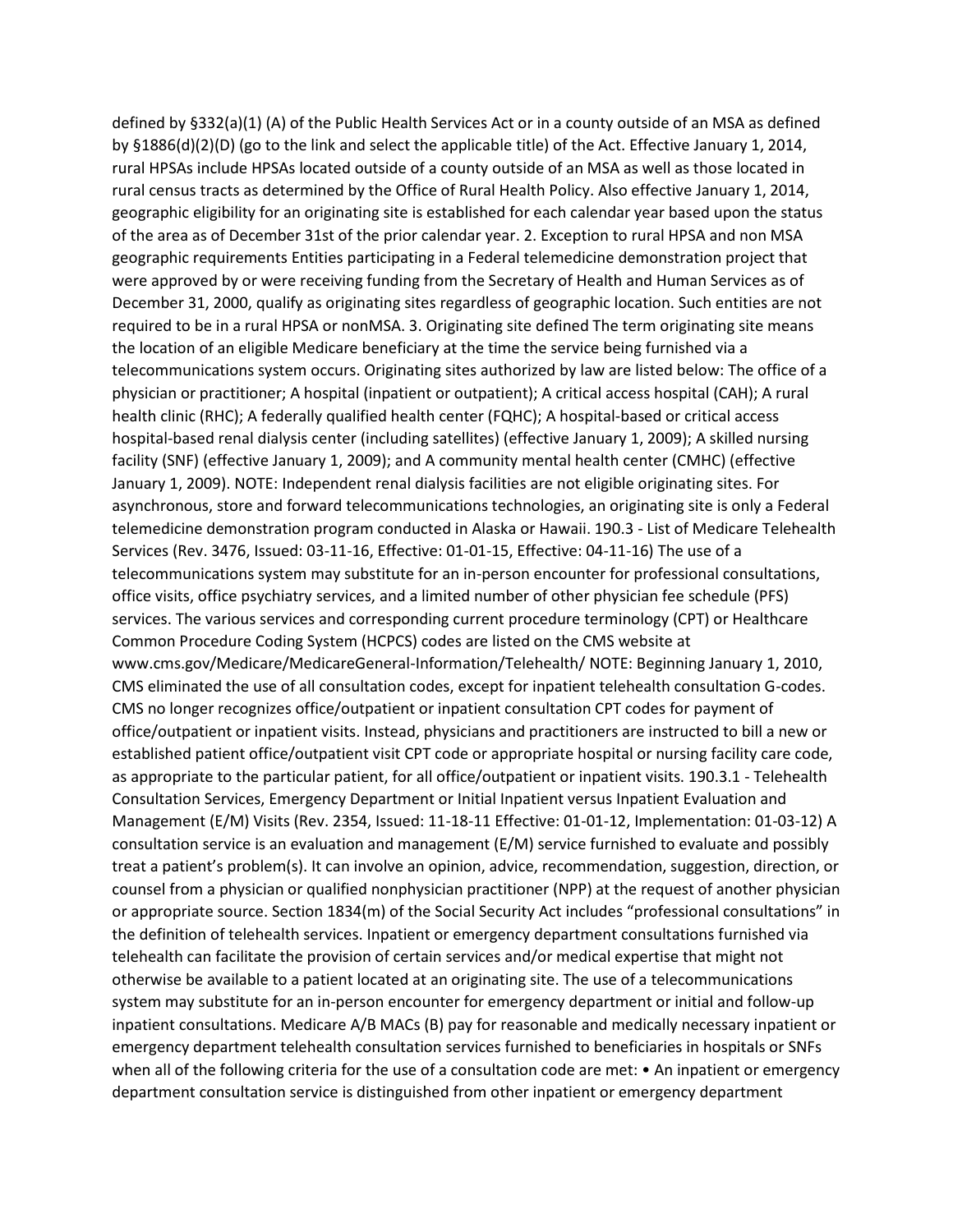defined by §332(a)(1) (A) of the Public Health Services Act or in a county outside of an MSA as defined by §1886(d)(2)(D) (go to the link and select the applicable title) of the Act. Effective January 1, 2014, rural HPSAs include HPSAs located outside of a county outside of an MSA as well as those located in rural census tracts as determined by the Office of Rural Health Policy. Also effective January 1, 2014, geographic eligibility for an originating site is established for each calendar year based upon the status of the area as of December 31st of the prior calendar year. 2. Exception to rural HPSA and non MSA geographic requirements Entities participating in a Federal telemedicine demonstration project that were approved by or were receiving funding from the Secretary of Health and Human Services as of December 31, 2000, qualify as originating sites regardless of geographic location. Such entities are not required to be in a rural HPSA or nonMSA. 3. Originating site defined The term originating site means the location of an eligible Medicare beneficiary at the time the service being furnished via a telecommunications system occurs. Originating sites authorized by law are listed below: The office of a physician or practitioner; A hospital (inpatient or outpatient); A critical access hospital (CAH); A rural health clinic (RHC); A federally qualified health center (FQHC); A hospital-based or critical access hospital-based renal dialysis center (including satellites) (effective January 1, 2009); A skilled nursing facility (SNF) (effective January 1, 2009); and A community mental health center (CMHC) (effective January 1, 2009). NOTE: Independent renal dialysis facilities are not eligible originating sites. For asynchronous, store and forward telecommunications technologies, an originating site is only a Federal telemedicine demonstration program conducted in Alaska or Hawaii. 190.3 - List of Medicare Telehealth Services (Rev. 3476, Issued: 03-11-16, Effective: 01-01-15, Effective: 04-11-16) The use of a telecommunications system may substitute for an in-person encounter for professional consultations, office visits, office psychiatry services, and a limited number of other physician fee schedule (PFS) services. The various services and corresponding current procedure terminology (CPT) or Healthcare Common Procedure Coding System (HCPCS) codes are listed on the CMS website at www.cms.gov/Medicare/MedicareGeneral-Information/Telehealth/ NOTE: Beginning January 1, 2010, CMS eliminated the use of all consultation codes, except for inpatient telehealth consultation G-codes. CMS no longer recognizes office/outpatient or inpatient consultation CPT codes for payment of office/outpatient or inpatient visits. Instead, physicians and practitioners are instructed to bill a new or established patient office/outpatient visit CPT code or appropriate hospital or nursing facility care code, as appropriate to the particular patient, for all office/outpatient or inpatient visits. 190.3.1 - Telehealth Consultation Services, Emergency Department or Initial Inpatient versus Inpatient Evaluation and Management (E/M) Visits (Rev. 2354, Issued: 11-18-11 Effective: 01-01-12, Implementation: 01-03-12) A consultation service is an evaluation and management (E/M) service furnished to evaluate and possibly treat a patient's problem(s). It can involve an opinion, advice, recommendation, suggestion, direction, or counsel from a physician or qualified nonphysician practitioner (NPP) at the request of another physician or appropriate source. Section 1834(m) of the Social Security Act includes "professional consultations" in the definition of telehealth services. Inpatient or emergency department consultations furnished via telehealth can facilitate the provision of certain services and/or medical expertise that might not otherwise be available to a patient located at an originating site. The use of a telecommunications system may substitute for an in-person encounter for emergency department or initial and follow-up inpatient consultations. Medicare A/B MACs (B) pay for reasonable and medically necessary inpatient or emergency department telehealth consultation services furnished to beneficiaries in hospitals or SNFs when all of the following criteria for the use of a consultation code are met: • An inpatient or emergency department consultation service is distinguished from other inpatient or emergency department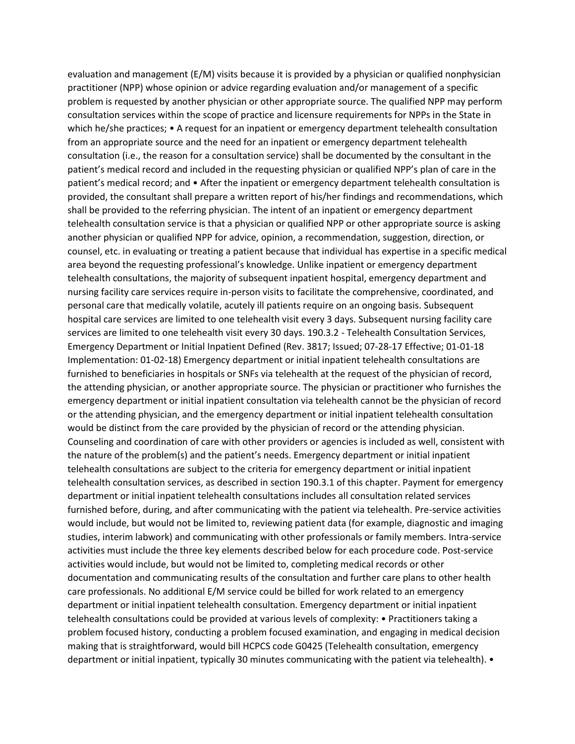evaluation and management (E/M) visits because it is provided by a physician or qualified nonphysician practitioner (NPP) whose opinion or advice regarding evaluation and/or management of a specific problem is requested by another physician or other appropriate source. The qualified NPP may perform consultation services within the scope of practice and licensure requirements for NPPs in the State in which he/she practices; • A request for an inpatient or emergency department telehealth consultation from an appropriate source and the need for an inpatient or emergency department telehealth consultation (i.e., the reason for a consultation service) shall be documented by the consultant in the patient's medical record and included in the requesting physician or qualified NPP's plan of care in the patient's medical record; and • After the inpatient or emergency department telehealth consultation is provided, the consultant shall prepare a written report of his/her findings and recommendations, which shall be provided to the referring physician. The intent of an inpatient or emergency department telehealth consultation service is that a physician or qualified NPP or other appropriate source is asking another physician or qualified NPP for advice, opinion, a recommendation, suggestion, direction, or counsel, etc. in evaluating or treating a patient because that individual has expertise in a specific medical area beyond the requesting professional's knowledge. Unlike inpatient or emergency department telehealth consultations, the majority of subsequent inpatient hospital, emergency department and nursing facility care services require in-person visits to facilitate the comprehensive, coordinated, and personal care that medically volatile, acutely ill patients require on an ongoing basis. Subsequent hospital care services are limited to one telehealth visit every 3 days. Subsequent nursing facility care services are limited to one telehealth visit every 30 days. 190.3.2 - Telehealth Consultation Services, Emergency Department or Initial Inpatient Defined (Rev. 3817; Issued; 07-28-17 Effective; 01-01-18 Implementation: 01-02-18) Emergency department or initial inpatient telehealth consultations are furnished to beneficiaries in hospitals or SNFs via telehealth at the request of the physician of record, the attending physician, or another appropriate source. The physician or practitioner who furnishes the emergency department or initial inpatient consultation via telehealth cannot be the physician of record or the attending physician, and the emergency department or initial inpatient telehealth consultation would be distinct from the care provided by the physician of record or the attending physician. Counseling and coordination of care with other providers or agencies is included as well, consistent with the nature of the problem(s) and the patient's needs. Emergency department or initial inpatient telehealth consultations are subject to the criteria for emergency department or initial inpatient telehealth consultation services, as described in section 190.3.1 of this chapter. Payment for emergency department or initial inpatient telehealth consultations includes all consultation related services furnished before, during, and after communicating with the patient via telehealth. Pre-service activities would include, but would not be limited to, reviewing patient data (for example, diagnostic and imaging studies, interim labwork) and communicating with other professionals or family members. Intra-service activities must include the three key elements described below for each procedure code. Post-service activities would include, but would not be limited to, completing medical records or other documentation and communicating results of the consultation and further care plans to other health care professionals. No additional E/M service could be billed for work related to an emergency department or initial inpatient telehealth consultation. Emergency department or initial inpatient telehealth consultations could be provided at various levels of complexity: • Practitioners taking a problem focused history, conducting a problem focused examination, and engaging in medical decision making that is straightforward, would bill HCPCS code G0425 (Telehealth consultation, emergency department or initial inpatient, typically 30 minutes communicating with the patient via telehealth). •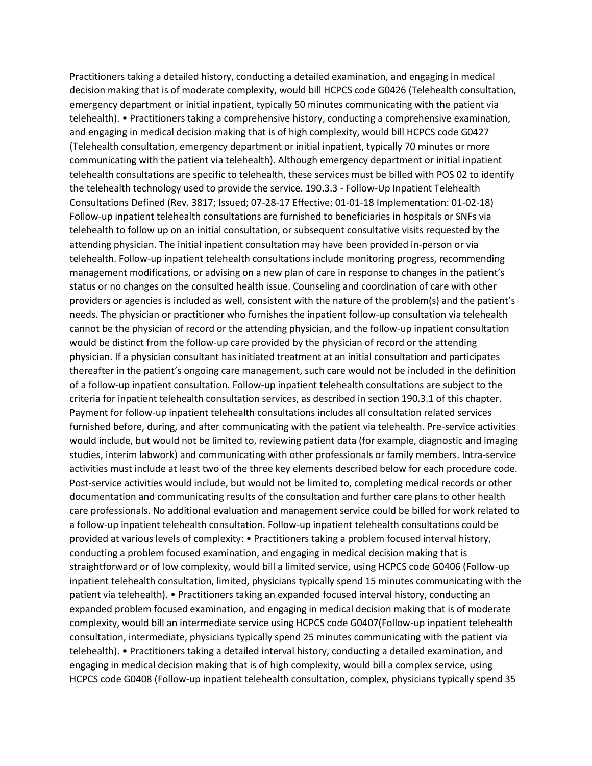Practitioners taking a detailed history, conducting a detailed examination, and engaging in medical decision making that is of moderate complexity, would bill HCPCS code G0426 (Telehealth consultation, emergency department or initial inpatient, typically 50 minutes communicating with the patient via telehealth).

- Practitioners taking a comprehensive history, conducting a comprehensive examination, and engaging in medical decision making that is of high complexity, would bill HCPCS code G0427 (Telehealth consultation, emergency department or initial inpatient, typically 70 minutes or more communicating with the patient via telehealth).

Although emergency department or initial inpatient telehealth consultations are specific to telehealth, these services must be billed with POS 02 to identify the telehealth technology used to provide the service.

### 190.3.3 - Follow-Up Inpatient Telehealth Consultations Defined (Rev. 3817; Issued; 07-28-17 Effective; 01-01-18 Implementation: 01-02-18)

Follow-up inpatient telehealth consultations are furnished to beneficiaries in hospitals or SNFs via telehealth to follow up on an initial consultation, or subsequent consultative visits requested by the attending physician. The initial inpatient consultation may have been provided in-person or via telehealth. Follow-up inpatient telehealth consultations include monitoring progress, recommending management modifications, or advising on a new plan of care in response to changes in the patient's status or no changes on the consulted health issue. Counseling and coordination of care with other providers or agencies is included as well, consistent with the nature of the problem(s) and the patient's needs. The physician or practitioner who furnishes the inpatient follow-up consultation via telehealth cannot be the physician of record or the attending physician, and the follow-up inpatient consultation would be distinct from the follow-up care provided by the physician of record or the attending physician. If a physician consultant has initiated treatment at an initial consultation and participates thereafter in the patient's ongoing care management, such care would not be included in the definition of a follow-up inpatient consultation. Follow-up inpatient telehealth consultations are subject to the criteria for inpatient telehealth consultation services, as described in section 190.3.1 of this chapter. Payment for follow-up inpatient telehealth consultations includes all consultation related services furnished before, during, and after communicating with the patient via telehealth. Pre-service activities would include, but would not be limited to, reviewing patient data (for example, diagnostic and imaging studies, interim labwork) and communicating with other professionals or family members. Intra-service activities must include at least two of the three key elements described below for each procedure code. Post-service activities would include, but would not be limited to, completing medical records or other documentation and communicating results of the consultation and further care plans to other health care professionals. No additional evaluation and management service could be billed for work related to a follow-up inpatient telehealth consultation. Follow-up inpatient telehealth consultations could be provided at various levels of complexity:

- Practitioners taking a problem focused interval history, conducting a problem focused examination, and engaging in medical decision making that is straightforward or of low complexity, would bill a limited service, using HCPCS code G0406 (Follow-up inpatient telehealth consultation, limited, physicians typically spend 15 minutes communicating with the patient via telehealth).
- Practitioners taking an expanded focused interval history, conducting an expanded problem focused examination, and engaging in medical decision making that is of moderate complexity, would bill an intermediate service using HCPCS code G0407(Follow-up inpatient telehealth consultation, intermediate, physicians typically spend 25 minutes communicating with the patient via telehealth).
- Practitioners taking a detailed interval history, conducting a detailed examination, and engaging in medical decision making that is of high complexity, would bill a complex service, using HCPCS code G0408 (Follow-up inpatient telehealth consultation, complex, physicians typically spend 35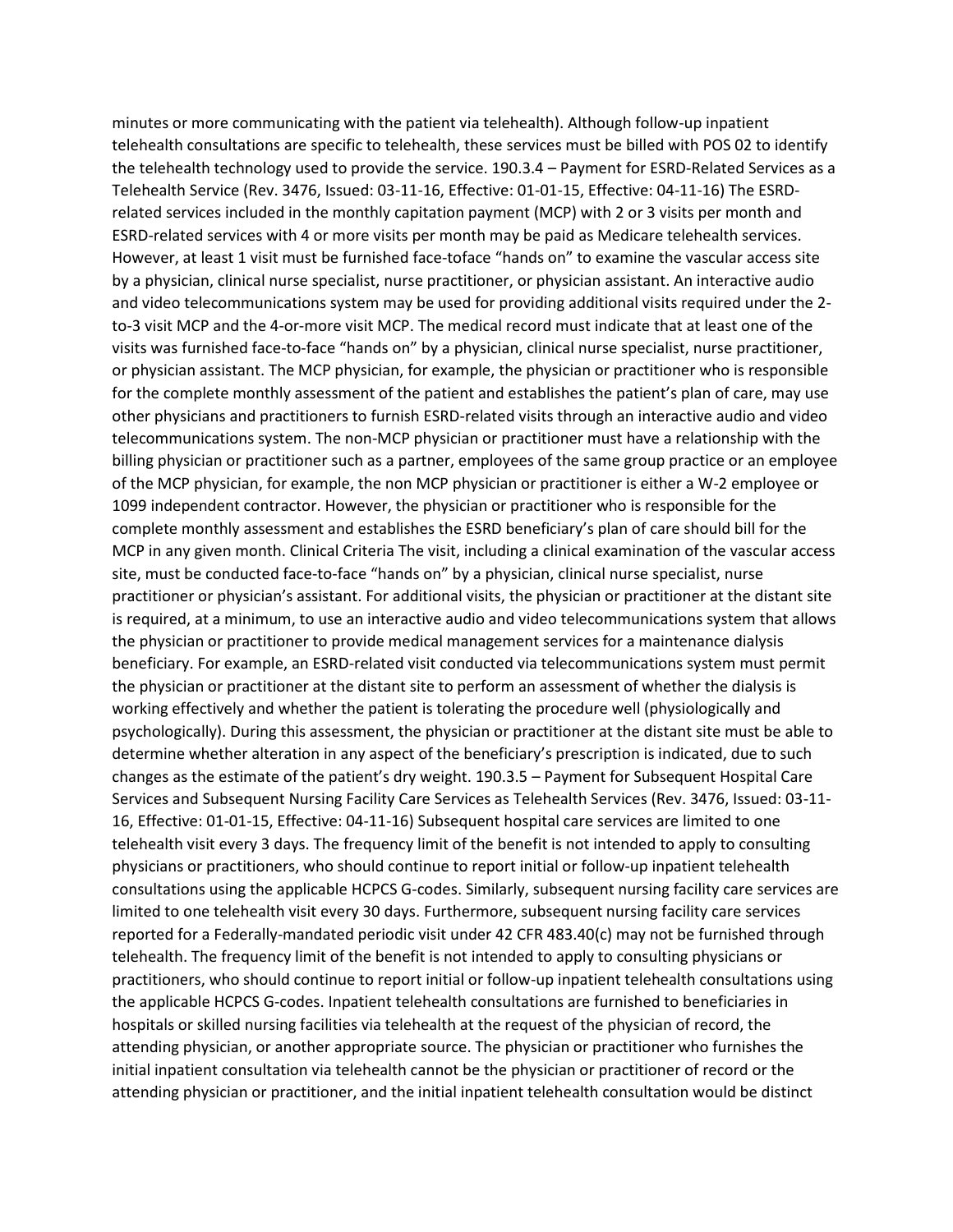minutes or more communicating with the patient via telehealth). Although follow-up inpatient telehealth consultations are specific to telehealth, these services must be billed with POS 02 to identify the telehealth technology used to provide the service. 190.3.4 – Payment for ESRD-Related Services as a Telehealth Service (Rev. 3476, Issued: 03-11-16, Effective: 01-01-15, Effective: 04-11-16) The ESRD-related services included in the monthly capitation payment (MCP) with 2 or 3 visits per month and ESRD-related services with 4 or more visits per month may be paid as Medicare telehealth services. However, at least 1 visit must be furnished face-toface "hands on" to examine the vascular access site by a physician, clinical nurse specialist, nurse practitioner, or physician assistant. An interactive audio and video telecommunications system may be used for providing additional visits required under the 2-to-3 visit MCP and the 4-or-more visit MCP. The medical record must indicate that at least one of the visits was furnished face-to-face "hands on" by a physician, clinical nurse specialist, nurse practitioner, or physician assistant. The MCP physician, for example, the physician or practitioner who is responsible for the complete monthly assessment of the patient and establishes the patient's plan of care, may use other physicians and practitioners to furnish ESRD-related visits through an interactive audio and video telecommunications system. The non-MCP physician or practitioner must have a relationship with the billing physician or practitioner such as a partner, employees of the same group practice or an employee of the MCP physician, for example, the non MCP physician or practitioner is either a W-2 employee or 1099 independent contractor. However, the physician or practitioner who is responsible for the complete monthly assessment and establishes the ESRD beneficiary's plan of care should bill for the MCP in any given month. Clinical Criteria The visit, including a clinical examination of the vascular access site, must be conducted face-to-face "hands on" by a physician, clinical nurse specialist, nurse practitioner or physician's assistant. For additional visits, the physician or practitioner at the distant site is required, at a minimum, to use an interactive audio and video telecommunications system that allows the physician or practitioner to provide medical management services for a maintenance dialysis beneficiary. For example, an ESRD-related visit conducted via telecommunications system must permit the physician or practitioner at the distant site to perform an assessment of whether the dialysis is working effectively and whether the patient is tolerating the procedure well (physiologically and psychologically). During this assessment, the physician or practitioner at the distant site must be able to determine whether alteration in any aspect of the beneficiary's prescription is indicated, due to such changes as the estimate of the patient's dry weight. 190.3.5 – Payment for Subsequent Hospital Care Services and Subsequent Nursing Facility Care Services as Telehealth Services (Rev. 3476, Issued: 03-11-16, Effective: 01-01-15, Effective: 04-11-16) Subsequent hospital care services are limited to one telehealth visit every 3 days. The frequency limit of the benefit is not intended to apply to consulting physicians or practitioners, who should continue to report initial or follow-up inpatient telehealth consultations using the applicable HCPCS G-codes. Similarly, subsequent nursing facility care services are limited to one telehealth visit every 30 days. Furthermore, subsequent nursing facility care services reported for a Federally-mandated periodic visit under 42 CFR 483.40(c) may not be furnished through telehealth. The frequency limit of the benefit is not intended to apply to consulting physicians or practitioners, who should continue to report initial or follow-up inpatient telehealth consultations using the applicable HCPCS G-codes. Inpatient telehealth consultations are furnished to beneficiaries in hospitals or skilled nursing facilities via telehealth at the request of the physician of record, the attending physician, or another appropriate source. The physician or practitioner who furnishes the initial inpatient consultation via telehealth cannot be the physician or practitioner of record or the attending physician or practitioner, and the initial inpatient telehealth consultation would be distinct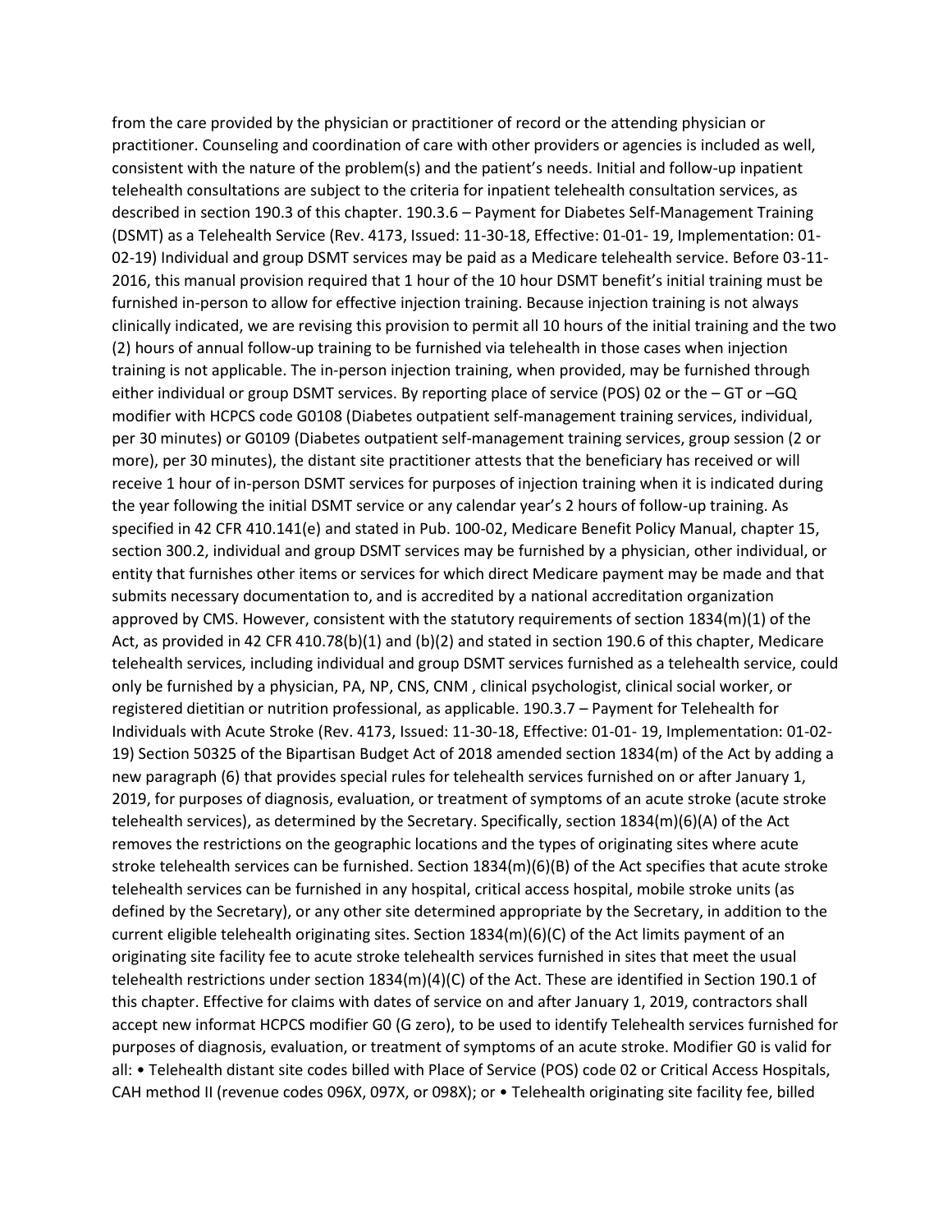from the care provided by the physician or practitioner of record or the attending physician or practitioner. Counseling and coordination of care with other providers or agencies is included as well, consistent with the nature of the problem(s) and the patient's needs. Initial and follow-up inpatient telehealth consultations are subject to the criteria for inpatient telehealth consultation services, as described in section 190.3 of this chapter. 190.3.6 – Payment for Diabetes Self-Management Training (DSMT) as a Telehealth Service (Rev. 4173, Issued: 11-30-18, Effective: 01-01- 19, Implementation: 01-02-19) Individual and group DSMT services may be paid as a Medicare telehealth service. Before 03-11-2016, this manual provision required that 1 hour of the 10 hour DSMT benefit's initial training must be furnished in-person to allow for effective injection training. Because injection training is not always clinically indicated, we are revising this provision to permit all 10 hours of the initial training and the two (2) hours of annual follow-up training to be furnished via telehealth in those cases when injection training is not applicable. The in-person injection training, when provided, may be furnished through either individual or group DSMT services. By reporting place of service (POS) 02 or the – GT or –GQ modifier with HCPCS code G0108 (Diabetes outpatient self-management training services, individual, per 30 minutes) or G0109 (Diabetes outpatient self-management training services, group session (2 or more), per 30 minutes), the distant site practitioner attests that the beneficiary has received or will receive 1 hour of in-person DSMT services for purposes of injection training when it is indicated during the year following the initial DSMT service or any calendar year's 2 hours of follow-up training. As specified in 42 CFR 410.141(e) and stated in Pub. 100-02, Medicare Benefit Policy Manual, chapter 15, section 300.2, individual and group DSMT services may be furnished by a physician, other individual, or entity that furnishes other items or services for which direct Medicare payment may be made and that submits necessary documentation to, and is accredited by a national accreditation organization approved by CMS. However, consistent with the statutory requirements of section 1834(m)(1) of the Act, as provided in 42 CFR 410.78(b)(1) and (b)(2) and stated in section 190.6 of this chapter, Medicare telehealth services, including individual and group DSMT services furnished as a telehealth service, could only be furnished by a physician, PA, NP, CNS, CNM , clinical psychologist, clinical social worker, or registered dietitian or nutrition professional, as applicable. 190.3.7 – Payment for Telehealth for Individuals with Acute Stroke (Rev. 4173, Issued: 11-30-18, Effective: 01-01- 19, Implementation: 01-02-19) Section 50325 of the Bipartisan Budget Act of 2018 amended section 1834(m) of the Act by adding a new paragraph (6) that provides special rules for telehealth services furnished on or after January 1, 2019, for purposes of diagnosis, evaluation, or treatment of symptoms of an acute stroke (acute stroke telehealth services), as determined by the Secretary. Specifically, section 1834(m)(6)(A) of the Act removes the restrictions on the geographic locations and the types of originating sites where acute stroke telehealth services can be furnished. Section 1834(m)(6)(B) of the Act specifies that acute stroke telehealth services can be furnished in any hospital, critical access hospital, mobile stroke units (as defined by the Secretary), or any other site determined appropriate by the Secretary, in addition to the current eligible telehealth originating sites. Section 1834(m)(6)(C) of the Act limits payment of an originating site facility fee to acute stroke telehealth services furnished in sites that meet the usual telehealth restrictions under section 1834(m)(4)(C) of the Act. These are identified in Section 190.1 of this chapter. Effective for claims with dates of service on and after January 1, 2019, contractors shall accept new informat HCPCS modifier G0 (G zero), to be used to identify Telehealth services furnished for purposes of diagnosis, evaluation, or treatment of symptoms of an acute stroke. Modifier G0 is valid for all: • Telehealth distant site codes billed with Place of Service (POS) code 02 or Critical Access Hospitals, CAH method II (revenue codes 096X, 097X, or 098X); or • Telehealth originating site facility fee, billed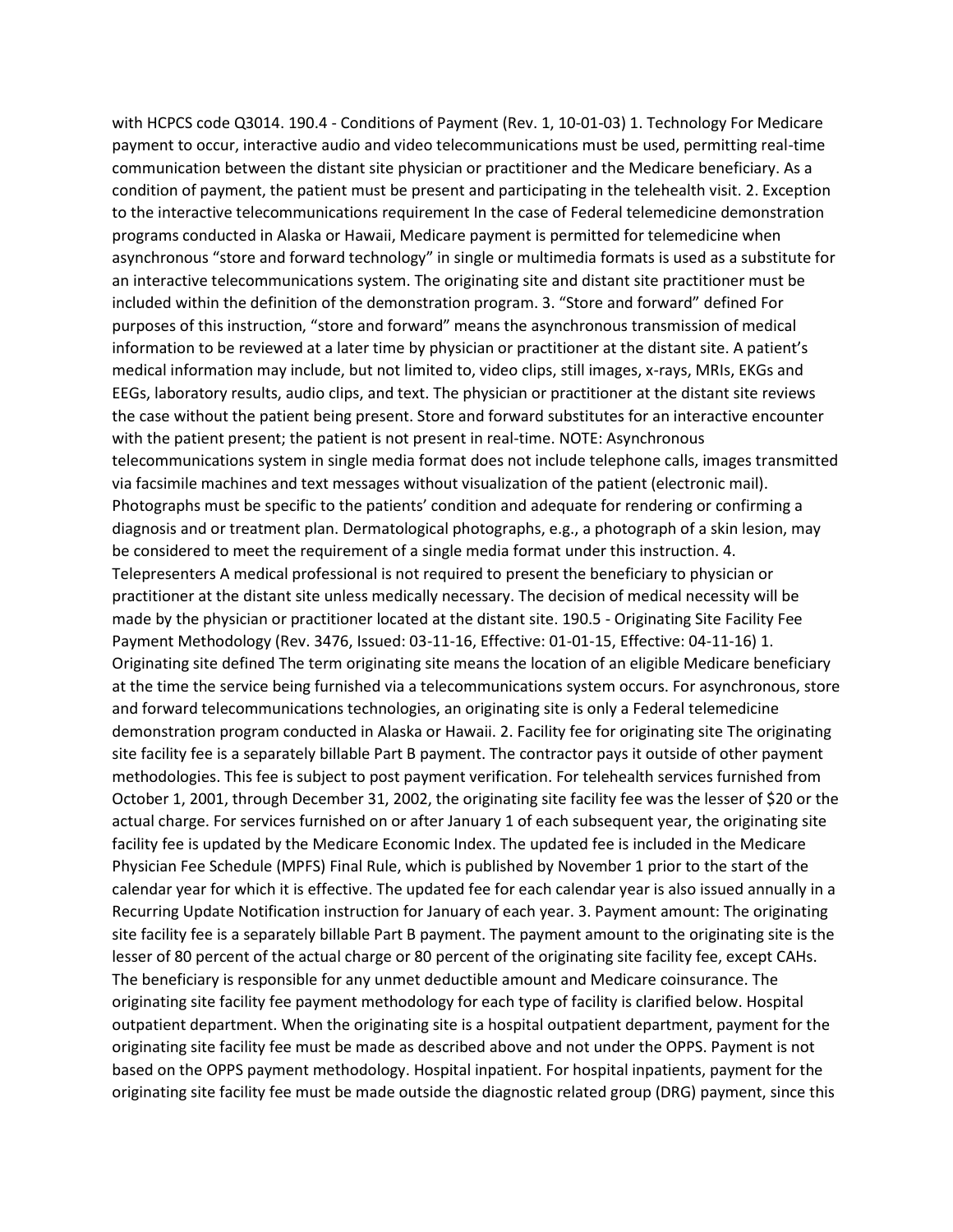with HCPCS code Q3014. 190.4 - Conditions of Payment (Rev. 1, 10-01-03) 1. Technology For Medicare payment to occur, interactive audio and video telecommunications must be used, permitting real-time communication between the distant site physician or practitioner and the Medicare beneficiary. As a condition of payment, the patient must be present and participating in the telehealth visit. 2. Exception to the interactive telecommunications requirement In the case of Federal telemedicine demonstration programs conducted in Alaska or Hawaii, Medicare payment is permitted for telemedicine when asynchronous "store and forward technology" in single or multimedia formats is used as a substitute for an interactive telecommunications system. The originating site and distant site practitioner must be included within the definition of the demonstration program. 3. "Store and forward" defined For purposes of this instruction, "store and forward" means the asynchronous transmission of medical information to be reviewed at a later time by physician or practitioner at the distant site. A patient's medical information may include, but not limited to, video clips, still images, x-rays, MRIs, EKGs and EEGs, laboratory results, audio clips, and text. The physician or practitioner at the distant site reviews the case without the patient being present. Store and forward substitutes for an interactive encounter with the patient present; the patient is not present in real-time. NOTE: Asynchronous telecommunications system in single media format does not include telephone calls, images transmitted via facsimile machines and text messages without visualization of the patient (electronic mail). Photographs must be specific to the patients' condition and adequate for rendering or confirming a diagnosis and or treatment plan. Dermatological photographs, e.g., a photograph of a skin lesion, may be considered to meet the requirement of a single media format under this instruction. 4. Telepresenters A medical professional is not required to present the beneficiary to physician or practitioner at the distant site unless medically necessary. The decision of medical necessity will be made by the physician or practitioner located at the distant site. 190.5 - Originating Site Facility Fee Payment Methodology (Rev. 3476, Issued: 03-11-16, Effective: 01-01-15, Effective: 04-11-16) 1. Originating site defined The term originating site means the location of an eligible Medicare beneficiary at the time the service being furnished via a telecommunications system occurs. For asynchronous, store and forward telecommunications technologies, an originating site is only a Federal telemedicine demonstration program conducted in Alaska or Hawaii. 2. Facility fee for originating site The originating site facility fee is a separately billable Part B payment. The contractor pays it outside of other payment methodologies. This fee is subject to post payment verification. For telehealth services furnished from October 1, 2001, through December 31, 2002, the originating site facility fee was the lesser of $20 or the actual charge. For services furnished on or after January 1 of each subsequent year, the originating site facility fee is updated by the Medicare Economic Index. The updated fee is included in the Medicare Physician Fee Schedule (MPFS) Final Rule, which is published by November 1 prior to the start of the calendar year for which it is effective. The updated fee for each calendar year is also issued annually in a Recurring Update Notification instruction for January of each year. 3. Payment amount: The originating site facility fee is a separately billable Part B payment. The payment amount to the originating site is the lesser of 80 percent of the actual charge or 80 percent of the originating site facility fee, except CAHs. The beneficiary is responsible for any unmet deductible amount and Medicare coinsurance. The originating site facility fee payment methodology for each type of facility is clarified below. Hospital outpatient department. When the originating site is a hospital outpatient department, payment for the originating site facility fee must be made as described above and not under the OPPS. Payment is not based on the OPPS payment methodology. Hospital inpatient. For hospital inpatients, payment for the originating site facility fee must be made outside the diagnostic related group (DRG) payment, since this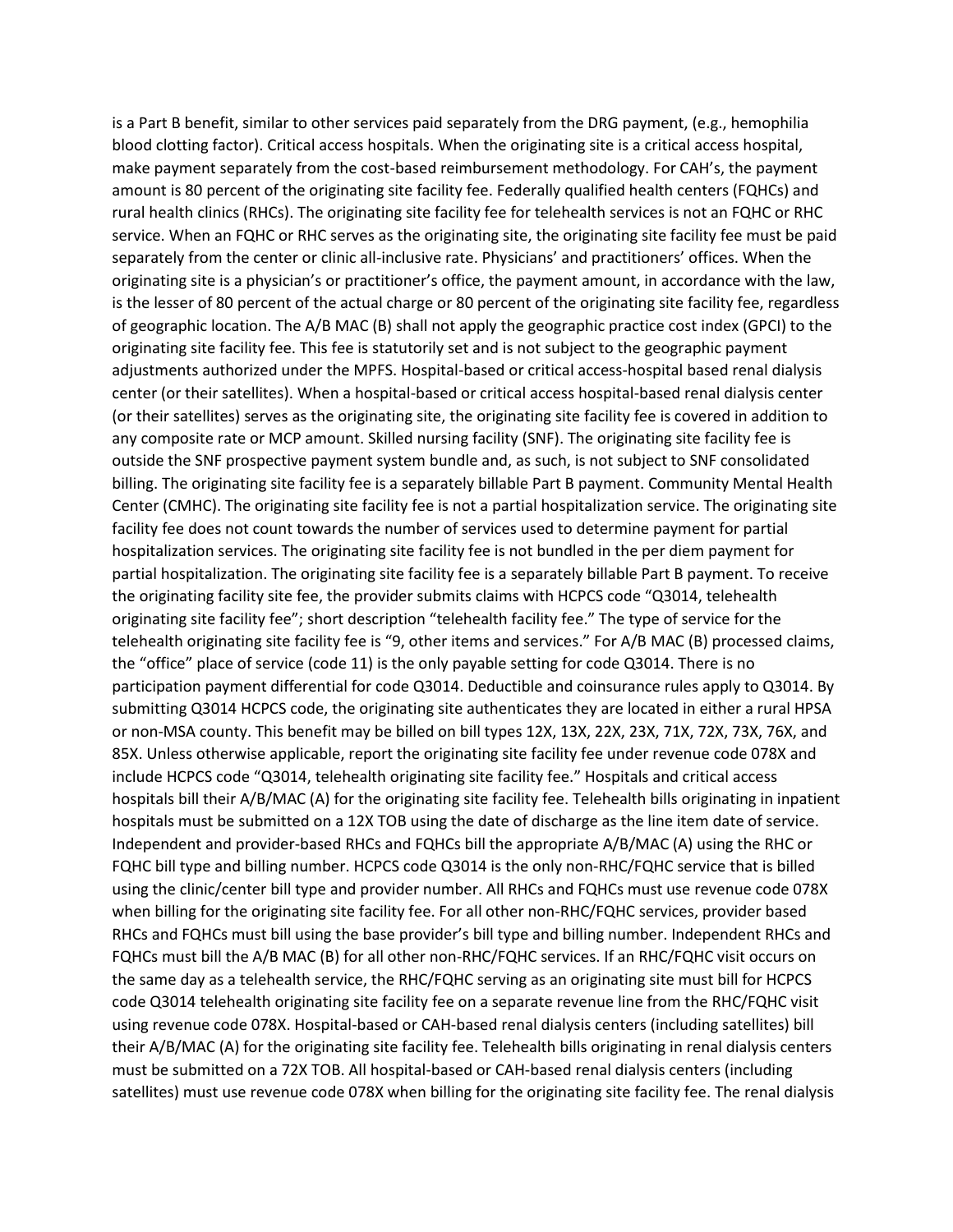is a Part B benefit, similar to other services paid separately from the DRG payment, (e.g., hemophilia blood clotting factor). Critical access hospitals. When the originating site is a critical access hospital, make payment separately from the cost-based reimbursement methodology. For CAH's, the payment amount is 80 percent of the originating site facility fee. Federally qualified health centers (FQHCs) and rural health clinics (RHCs). The originating site facility fee for telehealth services is not an FQHC or RHC service. When an FQHC or RHC serves as the originating site, the originating site facility fee must be paid separately from the center or clinic all-inclusive rate. Physicians' and practitioners' offices. When the originating site is a physician's or practitioner's office, the payment amount, in accordance with the law, is the lesser of 80 percent of the actual charge or 80 percent of the originating site facility fee, regardless of geographic location. The A/B MAC (B) shall not apply the geographic practice cost index (GPCI) to the originating site facility fee. This fee is statutorily set and is not subject to the geographic payment adjustments authorized under the MPFS. Hospital-based or critical access-hospital based renal dialysis center (or their satellites). When a hospital-based or critical access hospital-based renal dialysis center (or their satellites) serves as the originating site, the originating site facility fee is covered in addition to any composite rate or MCP amount. Skilled nursing facility (SNF). The originating site facility fee is outside the SNF prospective payment system bundle and, as such, is not subject to SNF consolidated billing. The originating site facility fee is a separately billable Part B payment. Community Mental Health Center (CMHC). The originating site facility fee is not a partial hospitalization service. The originating site facility fee does not count towards the number of services used to determine payment for partial hospitalization services. The originating site facility fee is not bundled in the per diem payment for partial hospitalization. The originating site facility fee is a separately billable Part B payment. To receive the originating facility site fee, the provider submits claims with HCPCS code "Q3014, telehealth originating site facility fee"; short description "telehealth facility fee." The type of service for the telehealth originating site facility fee is "9, other items and services." For A/B MAC (B) processed claims, the "office" place of service (code 11) is the only payable setting for code Q3014. There is no participation payment differential for code Q3014. Deductible and coinsurance rules apply to Q3014. By submitting Q3014 HCPCS code, the originating site authenticates they are located in either a rural HPSA or non-MSA county. This benefit may be billed on bill types 12X, 13X, 22X, 23X, 71X, 72X, 73X, 76X, and 85X. Unless otherwise applicable, report the originating site facility fee under revenue code 078X and include HCPCS code "Q3014, telehealth originating site facility fee." Hospitals and critical access hospitals bill their A/B/MAC (A) for the originating site facility fee. Telehealth bills originating in inpatient hospitals must be submitted on a 12X TOB using the date of discharge as the line item date of service. Independent and provider-based RHCs and FQHCs bill the appropriate A/B/MAC (A) using the RHC or FQHC bill type and billing number. HCPCS code Q3014 is the only non-RHC/FQHC service that is billed using the clinic/center bill type and provider number. All RHCs and FQHCs must use revenue code 078X when billing for the originating site facility fee. For all other non-RHC/FQHC services, provider based RHCs and FQHCs must bill using the base provider's bill type and billing number. Independent RHCs and FQHCs must bill the A/B MAC (B) for all other non-RHC/FQHC services. If an RHC/FQHC visit occurs on the same day as a telehealth service, the RHC/FQHC serving as an originating site must bill for HCPCS code Q3014 telehealth originating site facility fee on a separate revenue line from the RHC/FQHC visit using revenue code 078X. Hospital-based or CAH-based renal dialysis centers (including satellites) bill their A/B/MAC (A) for the originating site facility fee. Telehealth bills originating in renal dialysis centers must be submitted on a 72X TOB. All hospital-based or CAH-based renal dialysis centers (including satellites) must use revenue code 078X when billing for the originating site facility fee. The renal dialysis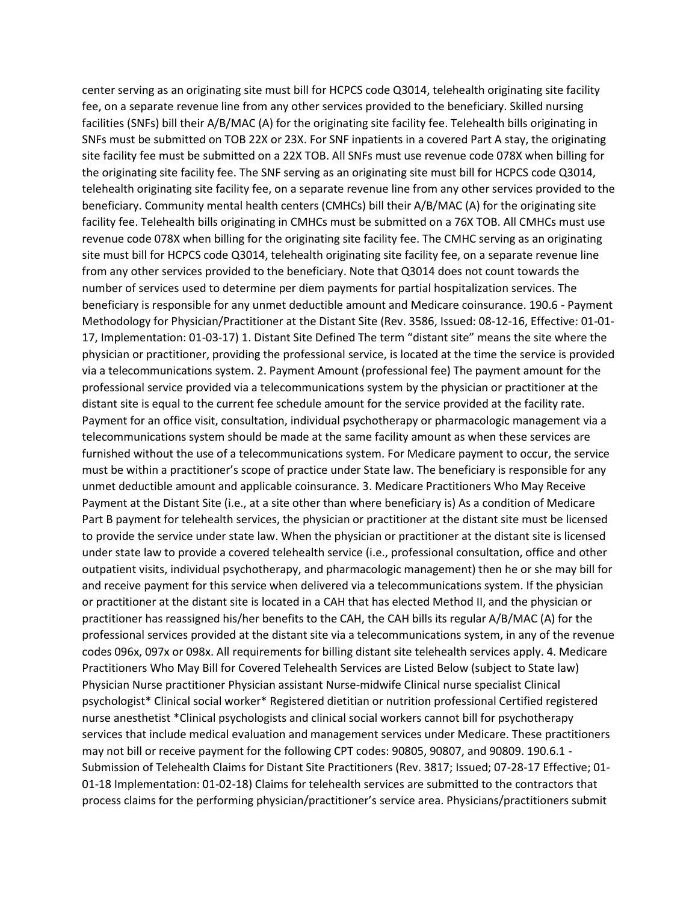center serving as an originating site must bill for HCPCS code Q3014, telehealth originating site facility fee, on a separate revenue line from any other services provided to the beneficiary. Skilled nursing facilities (SNFs) bill their A/B/MAC (A) for the originating site facility fee. Telehealth bills originating in SNFs must be submitted on TOB 22X or 23X. For SNF inpatients in a covered Part A stay, the originating site facility fee must be submitted on a 22X TOB. All SNFs must use revenue code 078X when billing for the originating site facility fee. The SNF serving as an originating site must bill for HCPCS code Q3014, telehealth originating site facility fee, on a separate revenue line from any other services provided to the beneficiary. Community mental health centers (CMHCs) bill their A/B/MAC (A) for the originating site facility fee. Telehealth bills originating in CMHCs must be submitted on a 76X TOB. All CMHCs must use revenue code 078X when billing for the originating site facility fee. The CMHC serving as an originating site must bill for HCPCS code Q3014, telehealth originating site facility fee, on a separate revenue line from any other services provided to the beneficiary. Note that Q3014 does not count towards the number of services used to determine per diem payments for partial hospitalization services. The beneficiary is responsible for any unmet deductible amount and Medicare coinsurance. 190.6 - Payment Methodology for Physician/Practitioner at the Distant Site (Rev. 3586, Issued: 08-12-16, Effective: 01-01-17, Implementation: 01-03-17) 1. Distant Site Defined The term "distant site" means the site where the physician or practitioner, providing the professional service, is located at the time the service is provided via a telecommunications system. 2. Payment Amount (professional fee) The payment amount for the professional service provided via a telecommunications system by the physician or practitioner at the distant site is equal to the current fee schedule amount for the service provided at the facility rate. Payment for an office visit, consultation, individual psychotherapy or pharmacologic management via a telecommunications system should be made at the same facility amount as when these services are furnished without the use of a telecommunications system. For Medicare payment to occur, the service must be within a practitioner's scope of practice under State law. The beneficiary is responsible for any unmet deductible amount and applicable coinsurance. 3. Medicare Practitioners Who May Receive Payment at the Distant Site (i.e., at a site other than where beneficiary is) As a condition of Medicare Part B payment for telehealth services, the physician or practitioner at the distant site must be licensed to provide the service under state law. When the physician or practitioner at the distant site is licensed under state law to provide a covered telehealth service (i.e., professional consultation, office and other outpatient visits, individual psychotherapy, and pharmacologic management) then he or she may bill for and receive payment for this service when delivered via a telecommunications system. If the physician or practitioner at the distant site is located in a CAH that has elected Method II, and the physician or practitioner has reassigned his/her benefits to the CAH, the CAH bills its regular A/B/MAC (A) for the professional services provided at the distant site via a telecommunications system, in any of the revenue codes 096x, 097x or 098x. All requirements for billing distant site telehealth services apply. 4. Medicare Practitioners Who May Bill for Covered Telehealth Services are Listed Below (subject to State law) Physician Nurse practitioner Physician assistant Nurse-midwife Clinical nurse specialist Clinical psychologist* Clinical social worker* Registered dietitian or nutrition professional Certified registered nurse anesthetist *Clinical psychologists and clinical social workers cannot bill for psychotherapy services that include medical evaluation and management services under Medicare. These practitioners may not bill or receive payment for the following CPT codes: 90805, 90807, and 90809. 190.6.1 - Submission of Telehealth Claims for Distant Site Practitioners (Rev. 3817; Issued; 07-28-17 Effective; 01-01-18 Implementation: 01-02-18) Claims for telehealth services are submitted to the contractors that process claims for the performing physician/practitioner's service area. Physicians/practitioners submit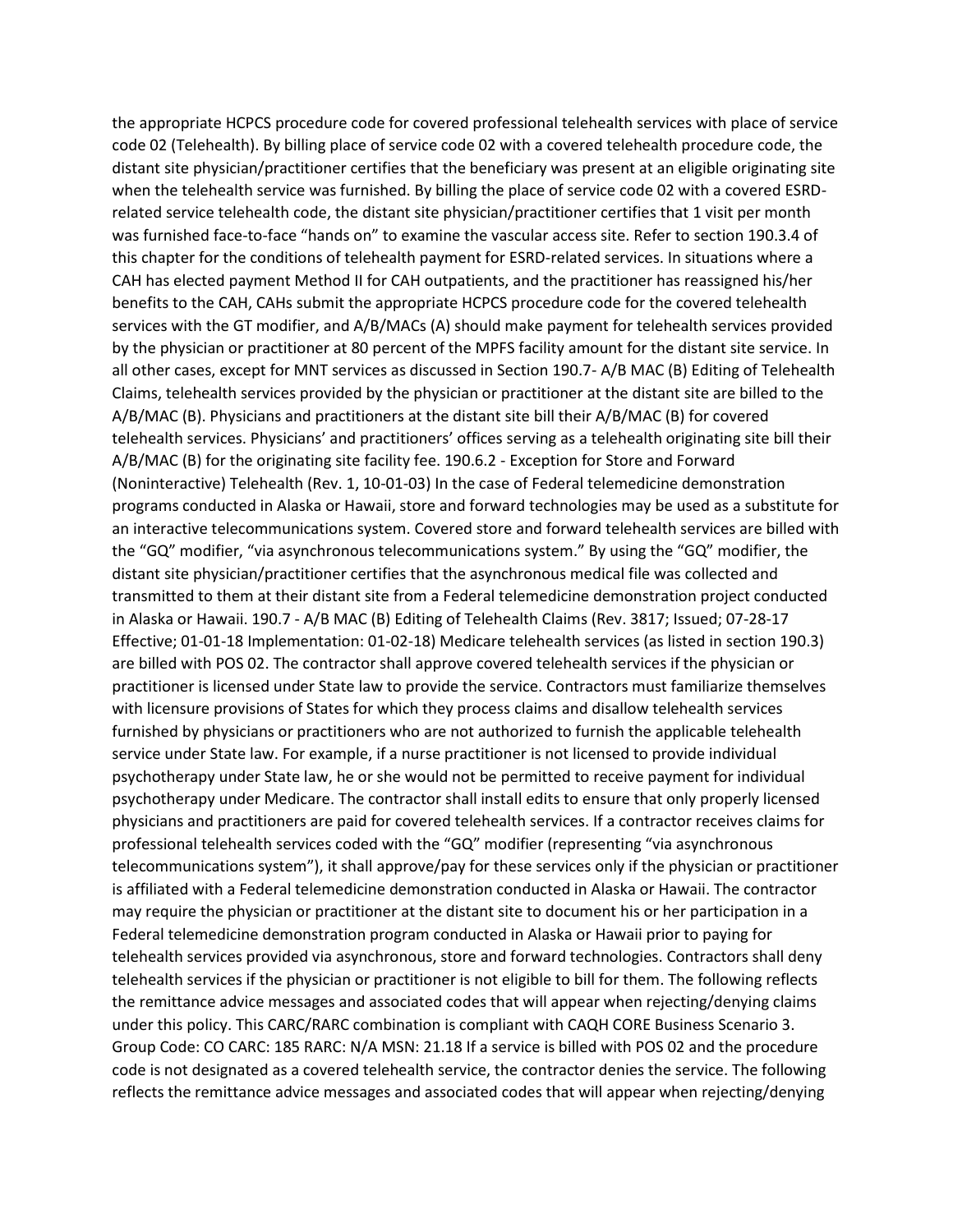the appropriate HCPCS procedure code for covered professional telehealth services with place of service code 02 (Telehealth). By billing place of service code 02 with a covered telehealth procedure code, the distant site physician/practitioner certifies that the beneficiary was present at an eligible originating site when the telehealth service was furnished. By billing the place of service code 02 with a covered ESRD-related service telehealth code, the distant site physician/practitioner certifies that 1 visit per month was furnished face-to-face "hands on" to examine the vascular access site. Refer to section 190.3.4 of this chapter for the conditions of telehealth payment for ESRD-related services. In situations where a CAH has elected payment Method II for CAH outpatients, and the practitioner has reassigned his/her benefits to the CAH, CAHs submit the appropriate HCPCS procedure code for the covered telehealth services with the GT modifier, and A/B/MACs (A) should make payment for telehealth services provided by the physician or practitioner at 80 percent of the MPFS facility amount for the distant site service. In all other cases, except for MNT services as discussed in Section 190.7- A/B MAC (B) Editing of Telehealth Claims, telehealth services provided by the physician or practitioner at the distant site are billed to the A/B/MAC (B). Physicians and practitioners at the distant site bill their A/B/MAC (B) for covered telehealth services. Physicians' and practitioners' offices serving as a telehealth originating site bill their A/B/MAC (B) for the originating site facility fee. 190.6.2 - Exception for Store and Forward (Noninteractive) Telehealth (Rev. 1, 10-01-03) In the case of Federal telemedicine demonstration programs conducted in Alaska or Hawaii, store and forward technologies may be used as a substitute for an interactive telecommunications system. Covered store and forward telehealth services are billed with the "GQ" modifier, "via asynchronous telecommunications system." By using the "GQ" modifier, the distant site physician/practitioner certifies that the asynchronous medical file was collected and transmitted to them at their distant site from a Federal telemedicine demonstration project conducted in Alaska or Hawaii. 190.7 - A/B MAC (B) Editing of Telehealth Claims (Rev. 3817; Issued; 07-28-17 Effective; 01-01-18 Implementation: 01-02-18) Medicare telehealth services (as listed in section 190.3) are billed with POS 02. The contractor shall approve covered telehealth services if the physician or practitioner is licensed under State law to provide the service. Contractors must familiarize themselves with licensure provisions of States for which they process claims and disallow telehealth services furnished by physicians or practitioners who are not authorized to furnish the applicable telehealth service under State law. For example, if a nurse practitioner is not licensed to provide individual psychotherapy under State law, he or she would not be permitted to receive payment for individual psychotherapy under Medicare. The contractor shall install edits to ensure that only properly licensed physicians and practitioners are paid for covered telehealth services. If a contractor receives claims for professional telehealth services coded with the "GQ" modifier (representing "via asynchronous telecommunications system"), it shall approve/pay for these services only if the physician or practitioner is affiliated with a Federal telemedicine demonstration conducted in Alaska or Hawaii. The contractor may require the physician or practitioner at the distant site to document his or her participation in a Federal telemedicine demonstration program conducted in Alaska or Hawaii prior to paying for telehealth services provided via asynchronous, store and forward technologies. Contractors shall deny telehealth services if the physician or practitioner is not eligible to bill for them. The following reflects the remittance advice messages and associated codes that will appear when rejecting/denying claims under this policy. This CARC/RARC combination is compliant with CAQH CORE Business Scenario 3. Group Code: CO CARC: 185 RARC: N/A MSN: 21.18 If a service is billed with POS 02 and the procedure code is not designated as a covered telehealth service, the contractor denies the service. The following reflects the remittance advice messages and associated codes that will appear when rejecting/denying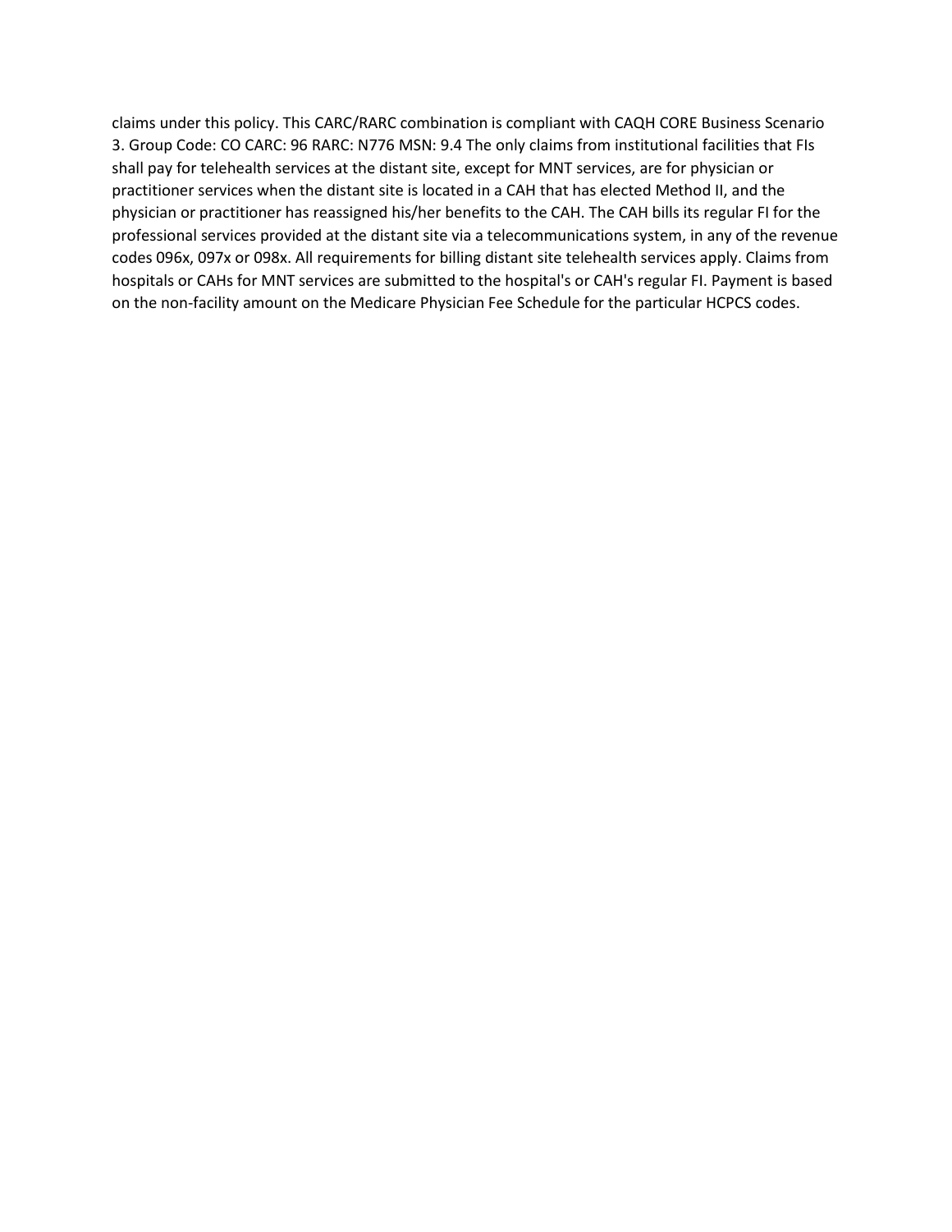claims under this policy. This CARC/RARC combination is compliant with CAQH CORE Business Scenario 3. Group Code: CO CARC: 96 RARC: N776 MSN: 9.4 The only claims from institutional facilities that FIs shall pay for telehealth services at the distant site, except for MNT services, are for physician or practitioner services when the distant site is located in a CAH that has elected Method II, and the physician or practitioner has reassigned his/her benefits to the CAH. The CAH bills its regular FI for the professional services provided at the distant site via a telecommunications system, in any of the revenue codes 096x, 097x or 098x. All requirements for billing distant site telehealth services apply. Claims from hospitals or CAHs for MNT services are submitted to the hospital's or CAH's regular FI. Payment is based on the non-facility amount on the Medicare Physician Fee Schedule for the particular HCPCS codes.